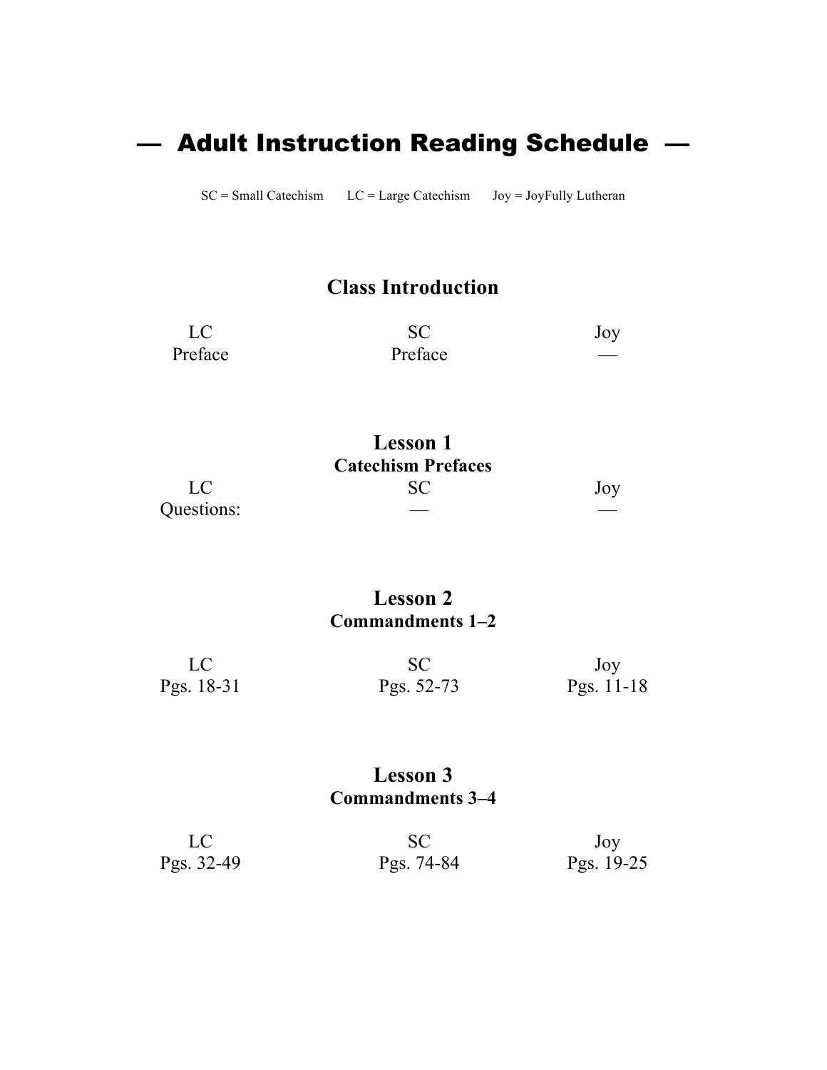# — Adult Instruction Reading Schedule —

SC = Small Catechism    LC = Large Catechism    Joy = JoyFully Lutheran

## Class Introduction

| LC | SC | Joy |
| --- | --- | --- |
| Preface | Preface | — |

## Lesson 1
### Catechism Prefaces

| LC | SC | Joy |
| --- | --- | --- |
| Questions: | — | — |

## Lesson 2
### Commandments 1–2

| LC | SC | Joy |
| --- | --- | --- |
| Pgs. 18-31 | Pgs. 52-73 | Pgs. 11-18 |

## Lesson 3
### Commandments 3–4

| LC | SC | Joy |
| --- | --- | --- |
| Pgs. 32-49 | Pgs. 74-84 | Pgs. 19-25 |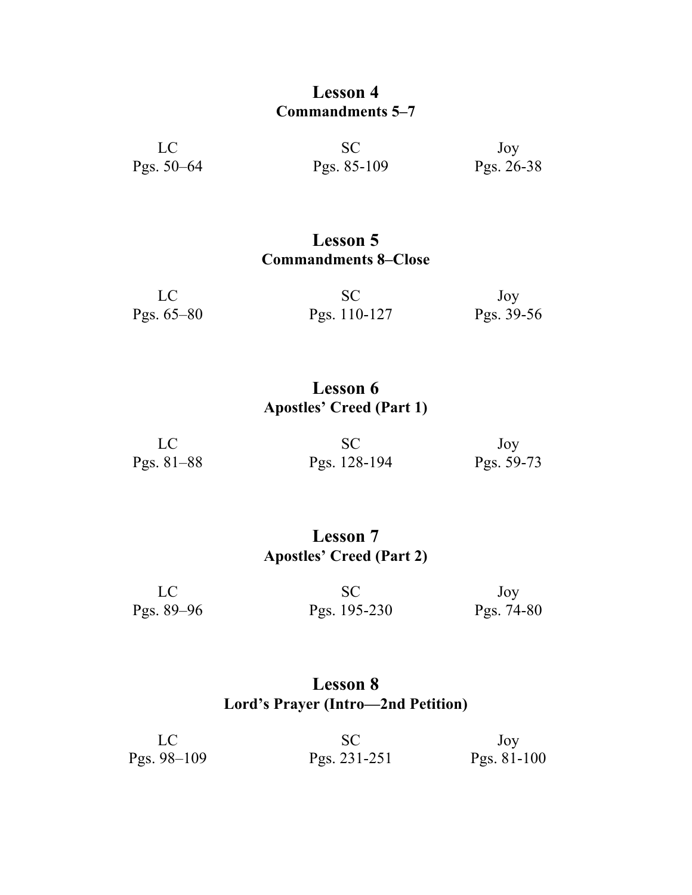## Lesson 4
### Commandments 5–7

| LC | SC | Joy |
| --- | --- | --- |
| Pgs. 50–64 | Pgs. 85-109 | Pgs. 26-38 |

## Lesson 5
### Commandments 8–Close

| LC | SC | Joy |
| --- | --- | --- |
| Pgs. 65–80 | Pgs. 110-127 | Pgs. 39-56 |

## Lesson 6
### Apostles' Creed (Part 1)

| LC | SC | Joy |
| --- | --- | --- |
| Pgs. 81–88 | Pgs. 128-194 | Pgs. 59-73 |

## Lesson 7
### Apostles' Creed (Part 2)

| LC | SC | Joy |
| --- | --- | --- |
| Pgs. 89–96 | Pgs. 195-230 | Pgs. 74-80 |

## Lesson 8
### Lord's Prayer (Intro—2nd Petition)

| LC | SC | Joy |
| --- | --- | --- |
| Pgs. 98–109 | Pgs. 231-251 | Pgs. 81-100 |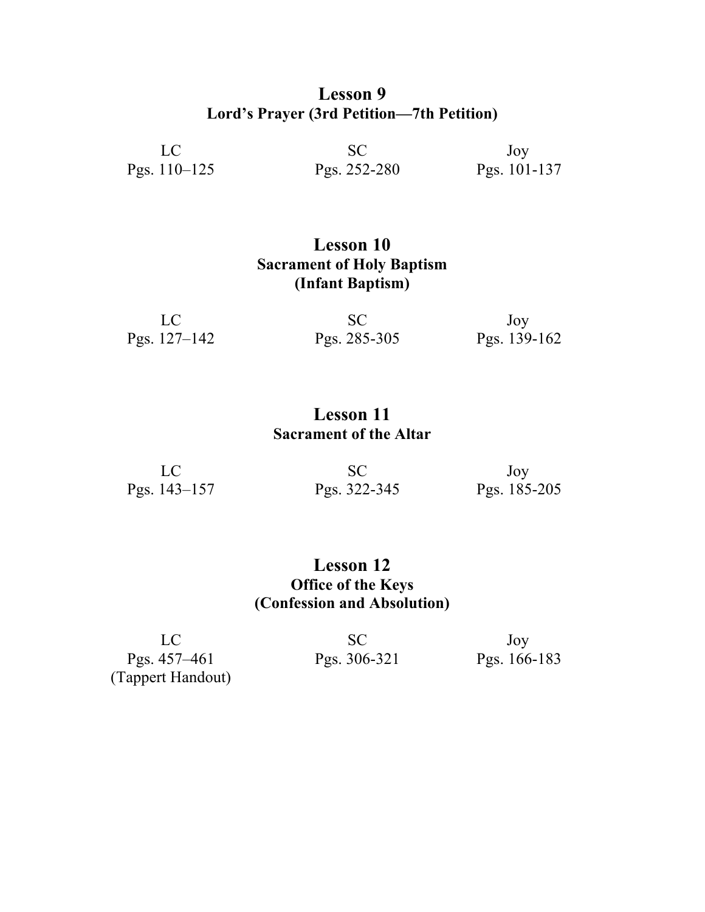## Lesson 9

### Lord's Prayer (3rd Petition—7th Petition)

| LC | SC | Joy |
|---|---|---|
| Pgs. 110–125 | Pgs. 252-280 | Pgs. 101-137 |

## Lesson 10

### Sacrament of Holy Baptism (Infant Baptism)

| LC | SC | Joy |
|---|---|---|
| Pgs. 127–142 | Pgs. 285-305 | Pgs. 139-162 |

## Lesson 11

### Sacrament of the Altar

| LC | SC | Joy |
|---|---|---|
| Pgs. 143–157 | Pgs. 322-345 | Pgs. 185-205 |

## Lesson 12

### Office of the Keys (Confession and Absolution)

| LC | SC | Joy |
|---|---|---|
| Pgs. 457–461 (Tappert Handout) | Pgs. 306-321 | Pgs. 166-183 |